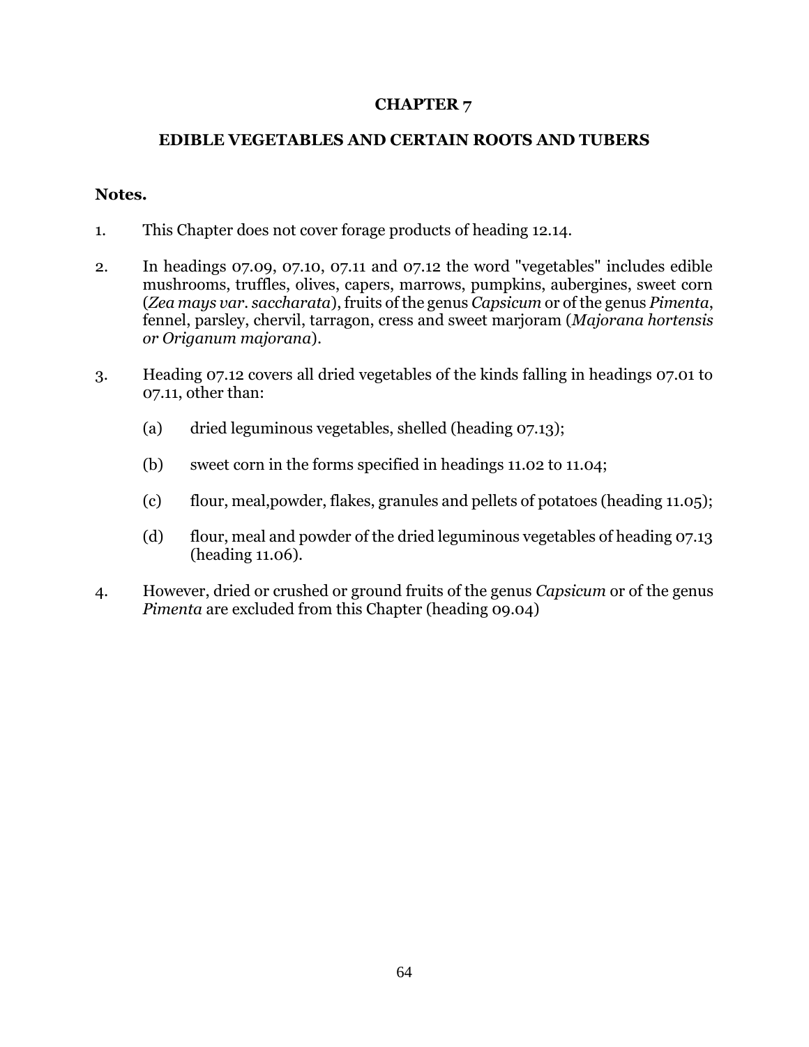# CHAPTER 7

## EDIBLE VEGETABLES AND CERTAIN ROOTS AND TUBERS

**Notes.**

1. This Chapter does not cover forage products of heading 12.14.

2. In headings 07.09, 07.10, 07.11 and 07.12 the word "vegetables" includes edible mushrooms, truffles, olives, capers, marrows, pumpkins, aubergines, sweet corn (*Zea mays var. saccharata*), fruits of the genus *Capsicum* or of the genus *Pimenta*, fennel, parsley, chervil, tarragon, cress and sweet marjoram (*Majorana hortensis or Origanum majorana*).

3. Heading 07.12 covers all dried vegetables of the kinds falling in headings 07.01 to 07.11, other than:

   (a) dried leguminous vegetables, shelled (heading 07.13);

   (b) sweet corn in the forms specified in headings 11.02 to 11.04;

   (c) flour, meal,powder, flakes, granules and pellets of potatoes (heading 11.05);

   (d) flour, meal and powder of the dried leguminous vegetables of heading 07.13 (heading 11.06).

4. However, dried or crushed or ground fruits of the genus *Capsicum* or of the genus *Pimenta* are excluded from this Chapter (heading 09.04)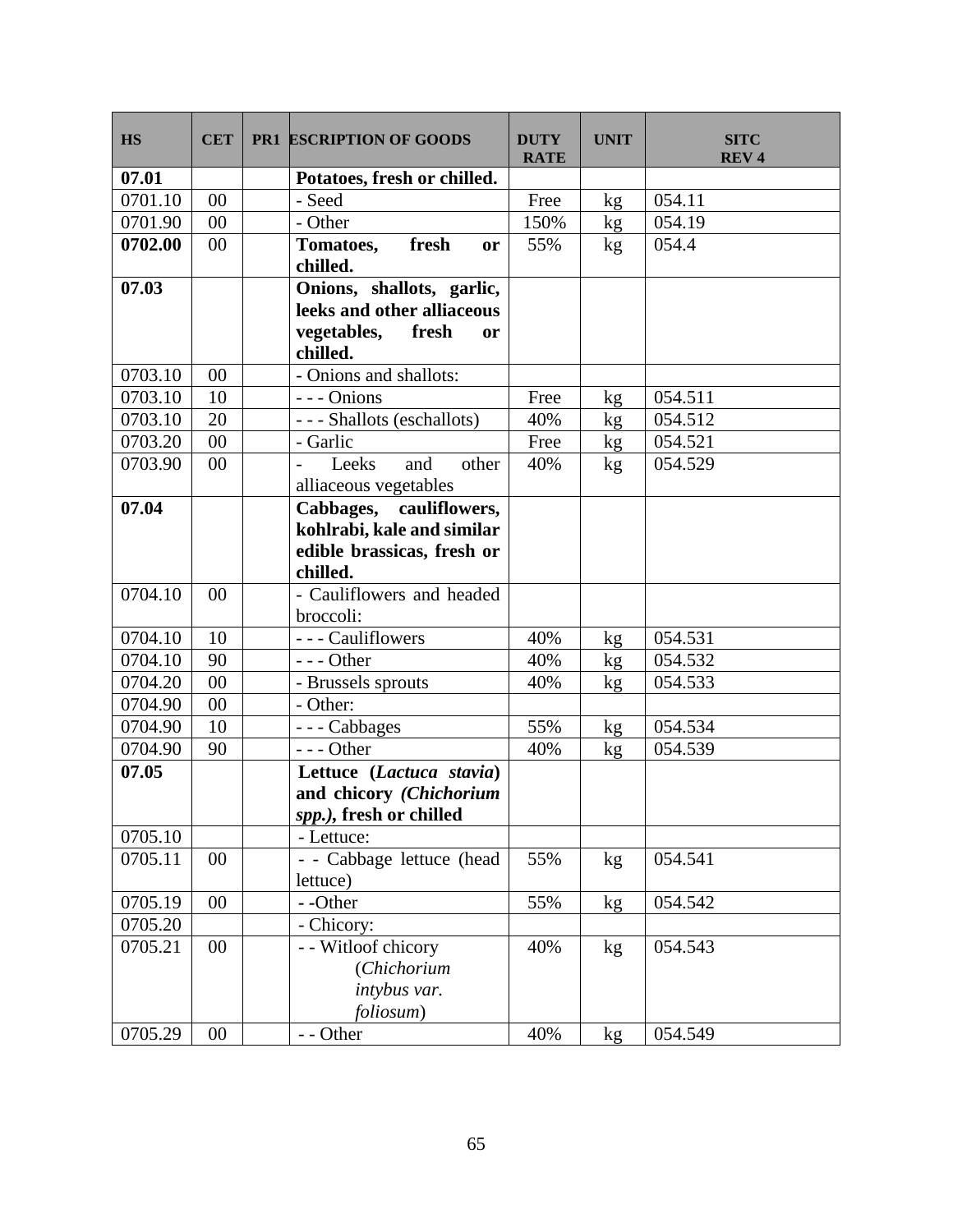| HS | CET | PR1 | ESCRIPTION OF GOODS | DUTY RATE | UNIT | SITC REV 4 |
|---|---|---|---|---|---|---|
| **07.01** | | | **Potatoes, fresh or chilled.** | | | |
| 0701.10 | 00 | | - Seed | Free | kg | 054.11 |
| 0701.90 | 00 | | - Other | 150% | kg | 054.19 |
| **0702.00** | 00 | | **Tomatoes, fresh or chilled.** | 55% | kg | 054.4 |
| **07.03** | | | **Onions, shallots, garlic, leeks and other alliaceous vegetables, fresh or chilled.** | | | |
| 0703.10 | 00 | | - Onions and shallots: | | | |
| 0703.10 | 10 | | - - - Onions | Free | kg | 054.511 |
| 0703.10 | 20 | | - - - Shallots (eschallots) | 40% | kg | 054.512 |
| 0703.20 | 00 | | - Garlic | Free | kg | 054.521 |
| 0703.90 | 00 | | - Leeks and other alliaceous vegetables | 40% | kg | 054.529 |
| **07.04** | | | **Cabbages, cauliflowers, kohlrabi, kale and similar edible brassicas, fresh or chilled.** | | | |
| 0704.10 | 00 | | - Cauliflowers and headed broccoli: | | | |
| 0704.10 | 10 | | - - - Cauliflowers | 40% | kg | 054.531 |
| 0704.10 | 90 | | - - - Other | 40% | kg | 054.532 |
| 0704.20 | 00 | | - Brussels sprouts | 40% | kg | 054.533 |
| 0704.90 | 00 | | - Other: | | | |
| 0704.90 | 10 | | - - - Cabbages | 55% | kg | 054.534 |
| 0704.90 | 90 | | - - - Other | 40% | kg | 054.539 |
| **07.05** | | | **Lettuce (*Lactuca stavia*) and chicory *(Chichorium spp.)*, fresh or chilled** | | | |
| 0705.10 | | | - Lettuce: | | | |
| 0705.11 | 00 | | - - Cabbage lettuce (head lettuce) | 55% | kg | 054.541 |
| 0705.19 | 00 | | - -Other | 55% | kg | 054.542 |
| 0705.20 | | | - Chicory: | | | |
| 0705.21 | 00 | | - - Witloof chicory (*Chichorium intybus var. foliosum*) | 40% | kg | 054.543 |
| 0705.29 | 00 | | - - Other | 40% | kg | 054.549 |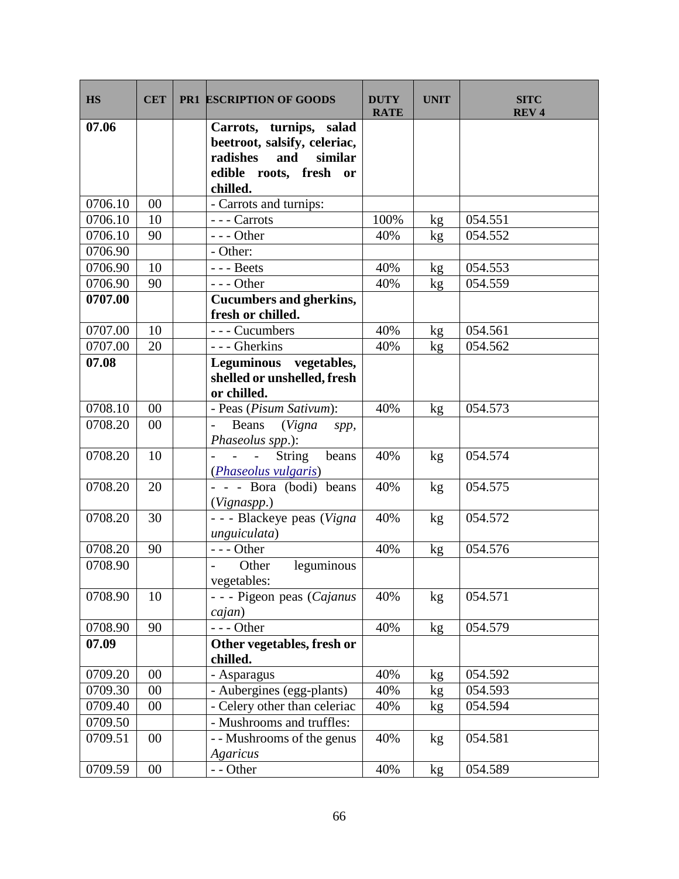| HS | CET | PR1 | ESCRIPTION OF GOODS | DUTY RATE | UNIT | SITC REV 4 |
|---|---|---|---|---|---|---|
| **07.06** | | | **Carrots, turnips, salad beetroot, salsify, celeriac, radishes and similar edible roots, fresh or chilled.** | | | |
| 0706.10 | 00 | | - Carrots and turnips: | | | |
| 0706.10 | 10 | | - - - Carrots | 100% | kg | 054.551 |
| 0706.10 | 90 | | - - - Other | 40% | kg | 054.552 |
| 0706.90 | | | - Other: | | | |
| 0706.90 | 10 | | - - - Beets | 40% | kg | 054.553 |
| 0706.90 | 90 | | - - - Other | 40% | kg | 054.559 |
| **0707.00** | | | **Cucumbers and gherkins, fresh or chilled.** | | | |
| 0707.00 | 10 | | - - - Cucumbers | 40% | kg | 054.561 |
| 0707.00 | 20 | | - - - Gherkins | 40% | kg | 054.562 |
| **07.08** | | | **Leguminous vegetables, shelled or unshelled, fresh or chilled.** | | | |
| 0708.10 | 00 | | - Peas (*Pisum Sativum*): | 40% | kg | 054.573 |
| 0708.20 | 00 | | - Beans (*Vigna spp*, *Phaseolus spp*.): | | | |
| 0708.20 | 10 | | - - - String beans (*Phaseolus vulgaris*) | 40% | kg | 054.574 |
| 0708.20 | 20 | | - - - Bora (bodi) beans (*Vignaspp*.) | 40% | kg | 054.575 |
| 0708.20 | 30 | | - - - Blackeye peas (*Vigna unguiculata*) | 40% | kg | 054.572 |
| 0708.20 | 90 | | - - - Other | 40% | kg | 054.576 |
| 0708.90 | | | - Other leguminous vegetables: | | | |
| 0708.90 | 10 | | - - - Pigeon peas (*Cajanus cajan*) | 40% | kg | 054.571 |
| 0708.90 | 90 | | - - - Other | 40% | kg | 054.579 |
| **07.09** | | | **Other vegetables, fresh or chilled.** | | | |
| 0709.20 | 00 | | - Asparagus | 40% | kg | 054.592 |
| 0709.30 | 00 | | - Aubergines (egg-plants) | 40% | kg | 054.593 |
| 0709.40 | 00 | | - Celery other than celeriac | 40% | kg | 054.594 |
| 0709.50 | | | - Mushrooms and truffles: | | | |
| 0709.51 | 00 | | - - Mushrooms of the genus *Agaricus* | 40% | kg | 054.581 |
| 0709.59 | 00 | | - - Other | 40% | kg | 054.589 |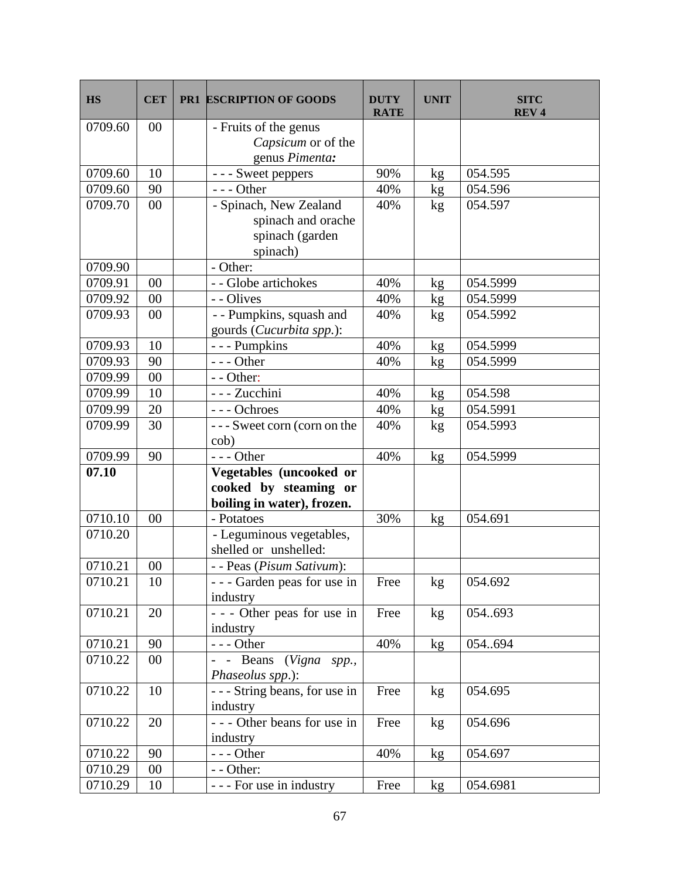| HS | CET | PR1 | ESCRIPTION OF GOODS | DUTY RATE | UNIT | SITC REV 4 |
|---|---|---|---|---|---|---|
| 0709.60 | 00 | | - Fruits of the genus *Capsicum* or of the genus *Pimenta:* | | | |
| 0709.60 | 10 | | - - - Sweet peppers | 90% | kg | 054.595 |
| 0709.60 | 90 | | - - - Other | 40% | kg | 054.596 |
| 0709.70 | 00 | | - Spinach, New Zealand spinach and orache spinach (garden spinach) | 40% | kg | 054.597 |
| 0709.90 | | | - Other: | | | |
| 0709.91 | 00 | | - - Globe artichokes | 40% | kg | 054.5999 |
| 0709.92 | 00 | | - - Olives | 40% | kg | 054.5999 |
| 0709.93 | 00 | | - - Pumpkins, squash and gourds (*Cucurbita spp.*): | 40% | kg | 054.5992 |
| 0709.93 | 10 | | - - - Pumpkins | 40% | kg | 054.5999 |
| 0709.93 | 90 | | - - - Other | 40% | kg | 054.5999 |
| 0709.99 | 00 | | - - Other: | | | |
| 0709.99 | 10 | | - - - Zucchini | 40% | kg | 054.598 |
| 0709.99 | 20 | | - - - Ochroes | 40% | kg | 054.5991 |
| 0709.99 | 30 | | - - - Sweet corn (corn on the cob) | 40% | kg | 054.5993 |
| 0709.99 | 90 | | - - - Other | 40% | kg | 054.5999 |
| **07.10** | | | **Vegetables (uncooked or cooked by steaming or boiling in water), frozen.** | | | |
| 0710.10 | 00 | | - Potatoes | 30% | kg | 054.691 |
| 0710.20 | | | - Leguminous vegetables, shelled or unshelled: | | | |
| 0710.21 | 00 | | - - Peas (*Pisum Sativum*): | | | |
| 0710.21 | 10 | | - - - Garden peas for use in industry | Free | kg | 054.692 |
| 0710.21 | 20 | | - - - Other peas for use in industry | Free | kg | 054..693 |
| 0710.21 | 90 | | - - - Other | 40% | kg | 054..694 |
| 0710.22 | 00 | | - - Beans (*Vigna spp.*, *Phaseolus spp*.): | | | |
| 0710.22 | 10 | | - - - String beans, for use in industry | Free | kg | 054.695 |
| 0710.22 | 20 | | - - - Other beans for use in industry | Free | kg | 054.696 |
| 0710.22 | 90 | | - - - Other | 40% | kg | 054.697 |
| 0710.29 | 00 | | - - Other: | | | |
| 0710.29 | 10 | | - - - For use in industry | Free | kg | 054.6981 |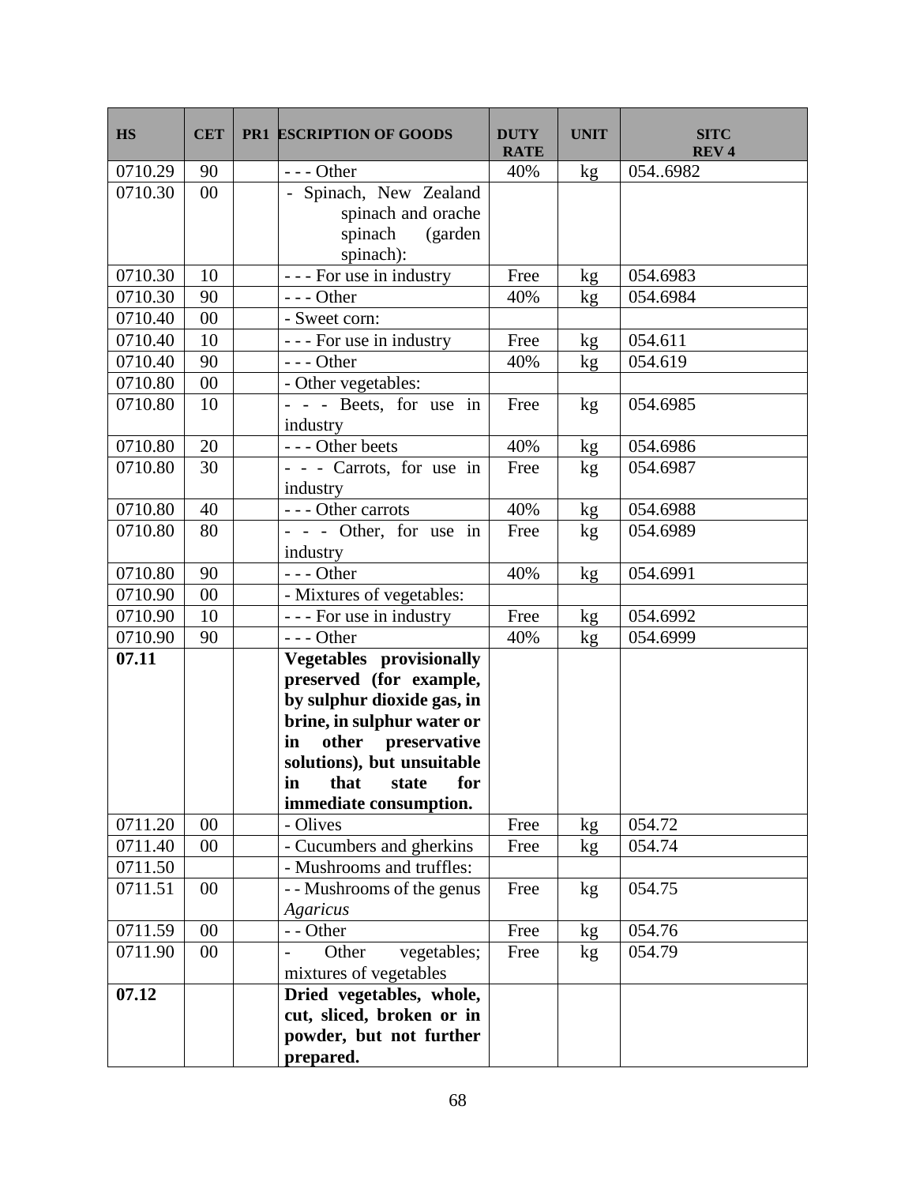| HS | CET | PR1 | ESCRIPTION OF GOODS | DUTY RATE | UNIT | SITC REV 4 |
|---|---|---|---|---|---|---|
| 0710.29 | 90 | | - - - Other | 40% | kg | 054..6982 |
| 0710.30 | 00 | | - Spinach, New Zealand spinach and orache spinach (garden spinach): | | | |
| 0710.30 | 10 | | - - - For use in industry | Free | kg | 054.6983 |
| 0710.30 | 90 | | - - - Other | 40% | kg | 054.6984 |
| 0710.40 | 00 | | - Sweet corn: | | | |
| 0710.40 | 10 | | - - - For use in industry | Free | kg | 054.611 |
| 0710.40 | 90 | | - - - Other | 40% | kg | 054.619 |
| 0710.80 | 00 | | - Other vegetables: | | | |
| 0710.80 | 10 | | - - - Beets, for use in industry | Free | kg | 054.6985 |
| 0710.80 | 20 | | - - - Other beets | 40% | kg | 054.6986 |
| 0710.80 | 30 | | - - - Carrots, for use in industry | Free | kg | 054.6987 |
| 0710.80 | 40 | | - - - Other carrots | 40% | kg | 054.6988 |
| 0710.80 | 80 | | - - - Other, for use in industry | Free | kg | 054.6989 |
| 0710.80 | 90 | | - - - Other | 40% | kg | 054.6991 |
| 0710.90 | 00 | | - Mixtures of vegetables: | | | |
| 0710.90 | 10 | | - - - For use in industry | Free | kg | 054.6992 |
| 0710.90 | 90 | | - - - Other | 40% | kg | 054.6999 |
| **07.11** | | | **Vegetables provisionally preserved (for example, by sulphur dioxide gas, in brine, in sulphur water or in other preservative solutions), but unsuitable in that state for immediate consumption.** | | | |
| 0711.20 | 00 | | - Olives | Free | kg | 054.72 |
| 0711.40 | 00 | | - Cucumbers and gherkins | Free | kg | 054.74 |
| 0711.50 | | | - Mushrooms and truffles: | | | |
| 0711.51 | 00 | | - - Mushrooms of the genus *Agaricus* | Free | kg | 054.75 |
| 0711.59 | 00 | | - - Other | Free | kg | 054.76 |
| 0711.90 | 00 | | - Other vegetables; mixtures of vegetables | Free | kg | 054.79 |
| **07.12** | | | **Dried vegetables, whole, cut, sliced, broken or in powder, but not further prepared.** | | | |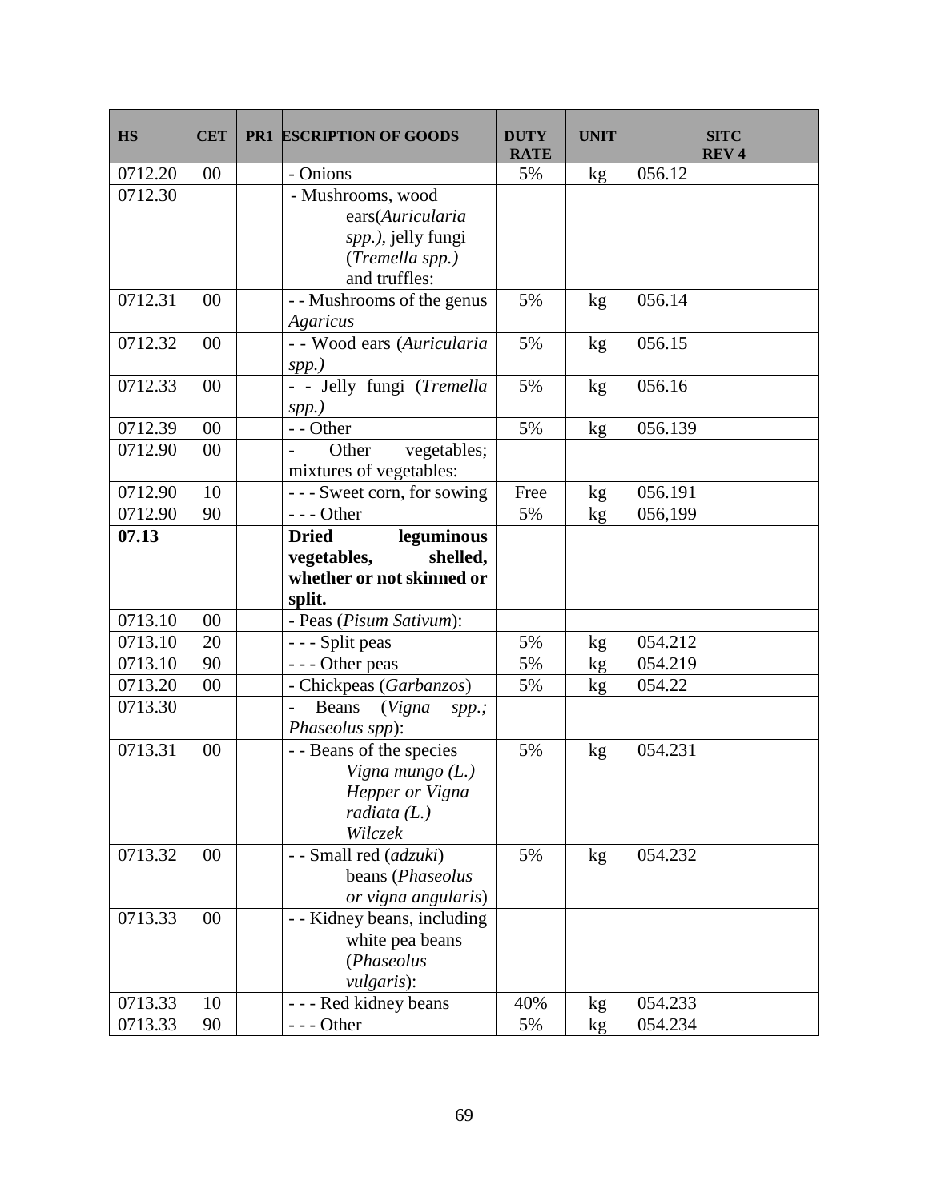| HS | CET | PR1 | ESCRIPTION OF GOODS | DUTY RATE | UNIT | SITC REV 4 |
|---|---|---|---|---|---|---|
| 0712.20 | 00 | | - Onions | 5% | kg | 056.12 |
| 0712.30 | | | - Mushrooms, wood ears(*Auricularia spp.)*, jelly fungi (*Tremella spp.)* and truffles: | | | |
| 0712.31 | 00 | | - - Mushrooms of the genus *Agaricus* | 5% | kg | 056.14 |
| 0712.32 | 00 | | - - Wood ears (*Auricularia spp.)* | 5% | kg | 056.15 |
| 0712.33 | 00 | | - - Jelly fungi (*Tremella spp.)* | 5% | kg | 056.16 |
| 0712.39 | 00 | | - - Other | 5% | kg | 056.139 |
| 0712.90 | 00 | | - Other vegetables; mixtures of vegetables: | | | |
| 0712.90 | 10 | | - - - Sweet corn, for sowing | Free | kg | 056.191 |
| 0712.90 | 90 | | - - - Other | 5% | kg | 056,199 |
| **07.13** | | | **Dried leguminous vegetables, shelled, whether or not skinned or split.** | | | |
| 0713.10 | 00 | | - Peas (*Pisum Sativum*): | | | |
| 0713.10 | 20 | | - - - Split peas | 5% | kg | 054.212 |
| 0713.10 | 90 | | - - - Other peas | 5% | kg | 054.219 |
| 0713.20 | 00 | | - Chickpeas (*Garbanzos*) | 5% | kg | 054.22 |
| 0713.30 | | | - Beans (*Vigna spp.; Phaseolus spp*): | | | |
| 0713.31 | 00 | | - - Beans of the species *Vigna mungo (L.) Hepper or Vigna radiata (L.) Wilczek* | 5% | kg | 054.231 |
| 0713.32 | 00 | | - - Small red (*adzuki*) beans (*Phaseolus or vigna angularis*) | 5% | kg | 054.232 |
| 0713.33 | 00 | | - - Kidney beans, including white pea beans (*Phaseolus vulgaris*): | | | |
| 0713.33 | 10 | | - - - Red kidney beans | 40% | kg | 054.233 |
| 0713.33 | 90 | | - - - Other | 5% | kg | 054.234 |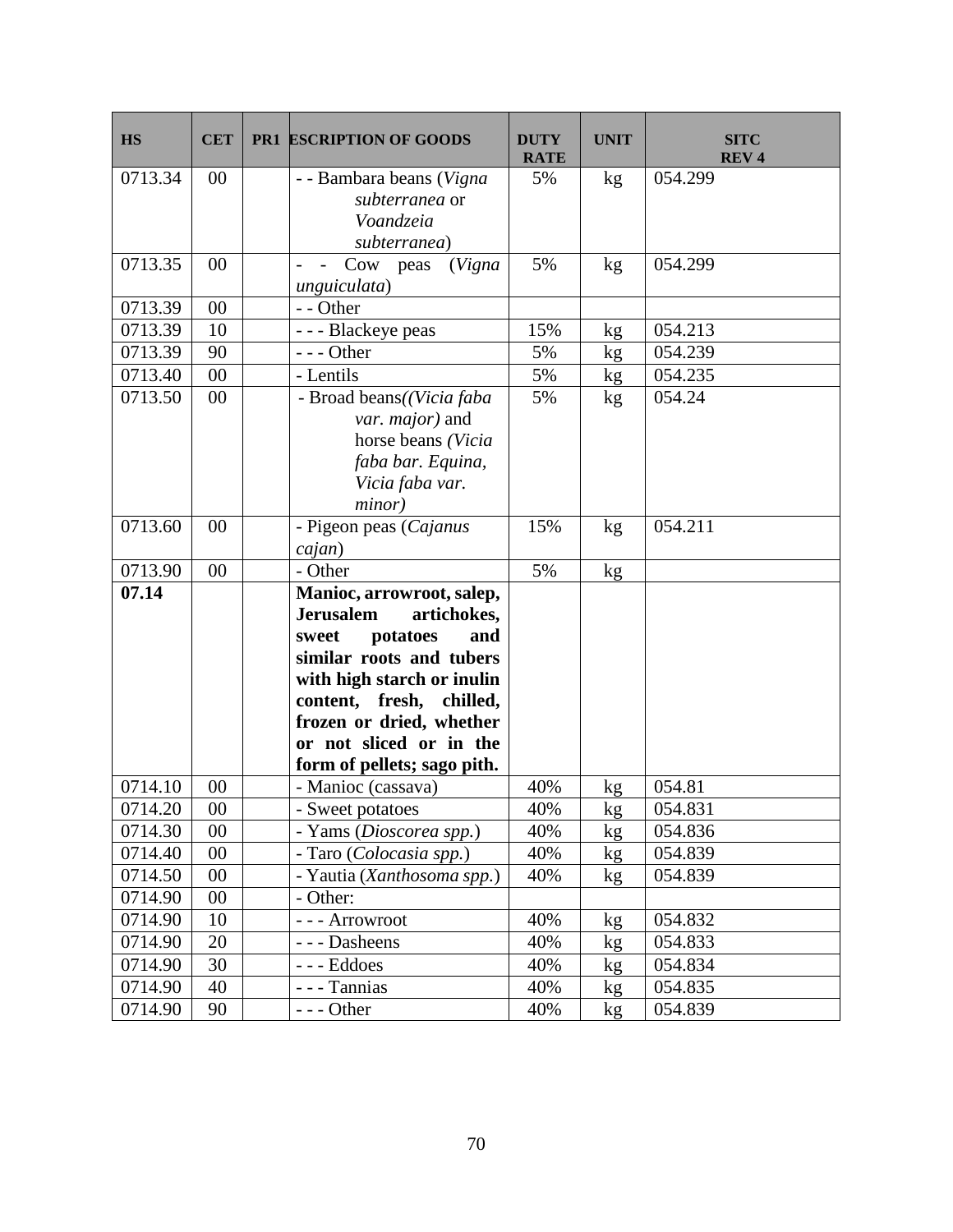| HS | CET | PR1 | ESCRIPTION OF GOODS | DUTY RATE | UNIT | SITC REV 4 |
|---|---|---|---|---|---|---|
| 0713.34 | 00 | | - - Bambara beans (*Vigna subterranea* or *Voandzeia subterranea*) | 5% | kg | 054.299 |
| 0713.35 | 00 | | - - Cow peas (*Vigna unguiculata*) | 5% | kg | 054.299 |
| 0713.39 | 00 | | - - Other | | | |
| 0713.39 | 10 | | - - - Blackeye peas | 15% | kg | 054.213 |
| 0713.39 | 90 | | - - - Other | 5% | kg | 054.239 |
| 0713.40 | 00 | | - Lentils | 5% | kg | 054.235 |
| 0713.50 | 00 | | - Broad beans*((Vicia faba var. major)* and horse beans *(Vicia faba bar. Equina, Vicia faba var. minor)* | 5% | kg | 054.24 |
| 0713.60 | 00 | | - Pigeon peas (*Cajanus cajan*) | 15% | kg | 054.211 |
| 0713.90 | 00 | | - Other | 5% | kg | |
| **07.14** | | | **Manioc, arrowroot, salep, Jerusalem artichokes, sweet potatoes and similar roots and tubers with high starch or inulin content, fresh, chilled, frozen or dried, whether or not sliced or in the form of pellets; sago pith.** | | | |
| 0714.10 | 00 | | - Manioc (cassava) | 40% | kg | 054.81 |
| 0714.20 | 00 | | - Sweet potatoes | 40% | kg | 054.831 |
| 0714.30 | 00 | | - Yams (*Dioscorea spp.*) | 40% | kg | 054.836 |
| 0714.40 | 00 | | - Taro (*Colocasia spp.*) | 40% | kg | 054.839 |
| 0714.50 | 00 | | - Yautia (*Xanthosoma spp.*) | 40% | kg | 054.839 |
| 0714.90 | 00 | | - Other: | | | |
| 0714.90 | 10 | | - - - Arrowroot | 40% | kg | 054.832 |
| 0714.90 | 20 | | - - - Dasheens | 40% | kg | 054.833 |
| 0714.90 | 30 | | - - - Eddoes | 40% | kg | 054.834 |
| 0714.90 | 40 | | - - - Tannias | 40% | kg | 054.835 |
| 0714.90 | 90 | | - - - Other | 40% | kg | 054.839 |